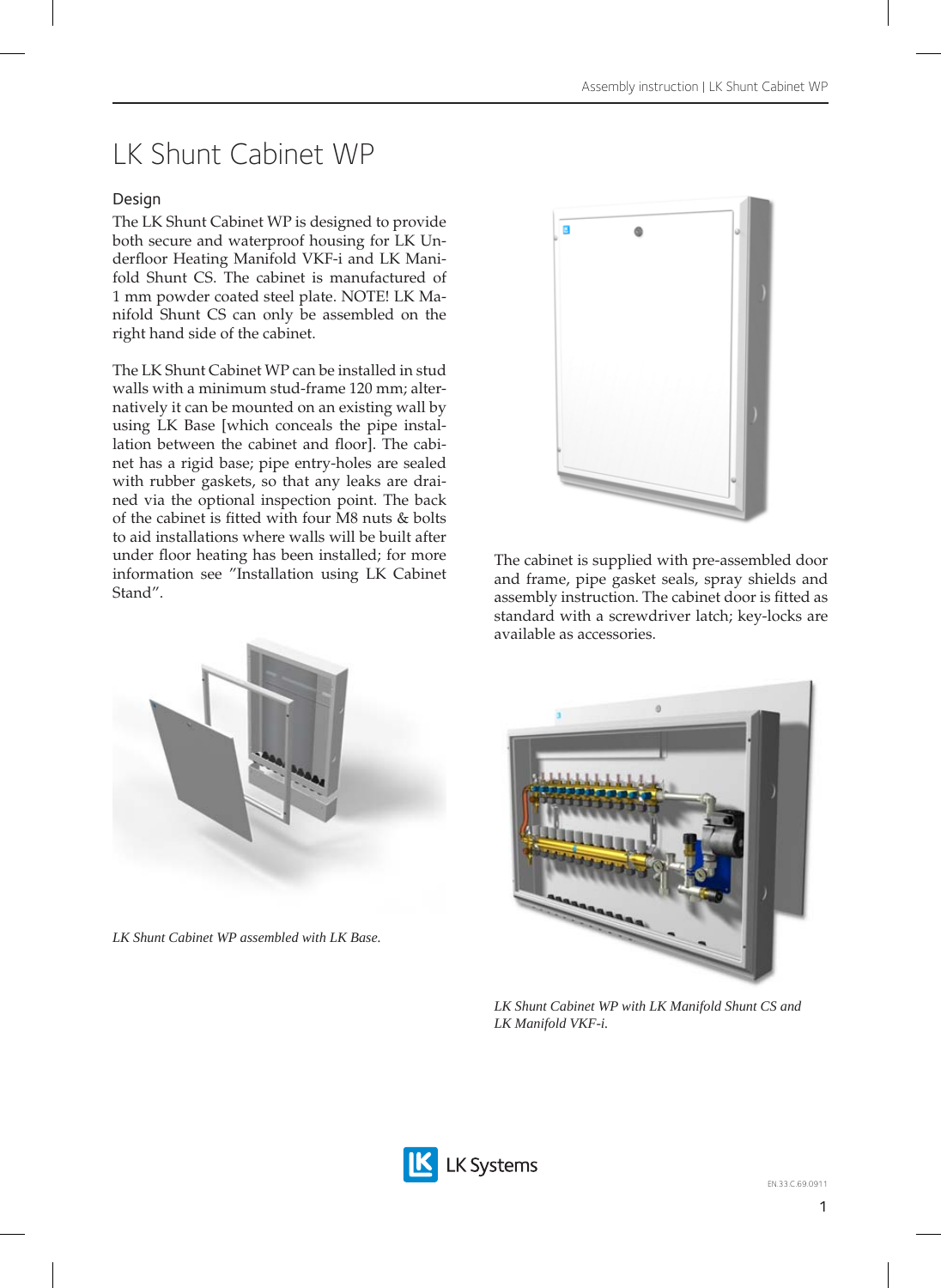# LK Shunt Cabinet WP

## Design

The LK Shunt Cabinet WP is designed to provide both secure and waterproof housing for LK Underfloor Heating Manifold VKF-i and LK Manifold Shunt CS. The cabinet is manufactured of 1 mm powder coated steel plate. NOTE! LK Manifold Shunt CS can only be assembled on the right hand side of the cabinet.

The LK Shunt Cabinet WP can be installed in stud walls with a minimum stud-frame 120 mm; alternatively it can be mounted on an existing wall by using LK Base [which conceals the pipe installation between the cabinet and floor]. The cabinet has a rigid base; pipe entry-holes are sealed with rubber gaskets, so that any leaks are drained via the optional inspection point. The back of the cabinet is fitted with four M8 nuts & bolts to aid installations where walls will be built after under floor heating has been installed; for more information see "Installation using LK Cabinet Stand".

The cabinet is supplied with pre-assembled door and frame, pipe gasket seals, spray shields and assembly instruction. The cabinet door is fitted as standard with a screwdriver latch; key-locks are available as accessories.

*LK Shunt Cabinet WP assembled with LK Base.*

*LK Shunt Cabinet WP with LK Manifold Shunt CS and LK Manifold VKF-i.*

EN.33.C.69.0911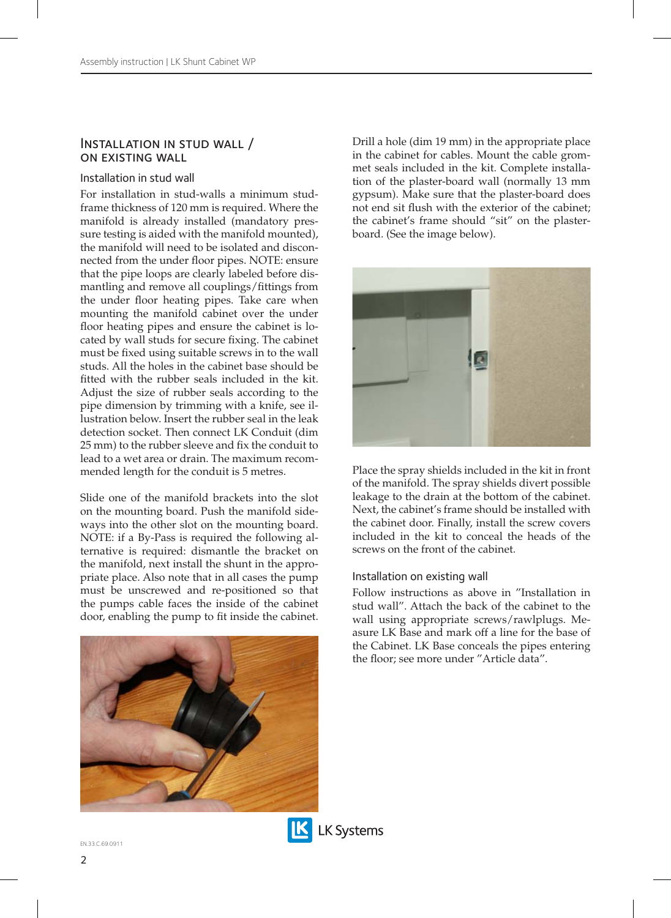## Installation in stud wall / on existing wall

### Installation in stud wall

For installation in stud-walls a minimum stud-frame thickness of 120 mm is required. Where the manifold is already installed (mandatory pressure testing is aided with the manifold mounted), the manifold will need to be isolated and disconnected from the under floor pipes. NOTE: ensure that the pipe loops are clearly labeled before dismantling and remove all couplings/fittings from the under floor heating pipes. Take care when mounting the manifold cabinet over the under floor heating pipes and ensure the cabinet is located by wall studs for secure fixing. The cabinet must be fixed using suitable screws in to the wall studs. All the holes in the cabinet base should be fitted with the rubber seals included in the kit. Adjust the size of rubber seals according to the pipe dimension by trimming with a knife, see illustration below. Insert the rubber seal in the leak detection socket. Then connect LK Conduit (dim 25 mm) to the rubber sleeve and fix the conduit to lead to a wet area or drain. The maximum recommended length for the conduit is 5 metres.

Slide one of the manifold brackets into the slot on the mounting board. Push the manifold sideways into the other slot on the mounting board. NOTE: if a By-Pass is required the following alternative is required: dismantle the bracket on the manifold, next install the shunt in the appropriate place. Also note that in all cases the pump must be unscrewed and re-positioned so that the pumps cable faces the inside of the cabinet door, enabling the pump to fit inside the cabinet.

Drill a hole (dim 19 mm) in the appropriate place in the cabinet for cables. Mount the cable grommet seals included in the kit. Complete installation of the plaster-board wall (normally 13 mm gypsum). Make sure that the plaster-board does not end sit flush with the exterior of the cabinet; the cabinet's frame should "sit" on the plaster-board. (See the image below).

Place the spray shields included in the kit in front of the manifold. The spray shields divert possible leakage to the drain at the bottom of the cabinet. Next, the cabinet's frame should be installed with the cabinet door. Finally, install the screw covers included in the kit to conceal the heads of the screws on the front of the cabinet.

### Installation on existing wall

Follow instructions as above in "Installation in stud wall". Attach the back of the cabinet to the wall using appropriate screws/rawlplugs. Measure LK Base and mark off a line for the base of the Cabinet. LK Base conceals the pipes entering the floor; see more under "Article data".

EN.33.C.69.0911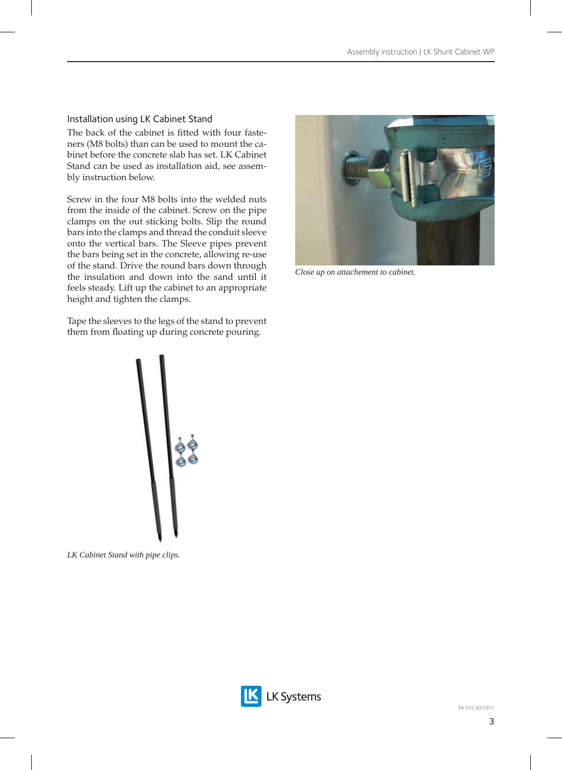## Installation using LK Cabinet Stand

The back of the cabinet is fitted with four fasteners (M8 bolts) than can be used to mount the cabinet before the concrete slab has set. LK Cabinet Stand can be used as installation aid, see assembly instruction below.

Screw in the four M8 bolts into the welded nuts from the inside of the cabinet. Screw on the pipe clamps on the out sticking bolts. Slip the round bars into the clamps and thread the conduit sleeve onto the vertical bars. The Sleeve pipes prevent the bars being set in the concrete, allowing re-use of the stand. Drive the round bars down through the insulation and down into the sand until it feels steady. Lift up the cabinet to an appropriate height and tighten the clamps.

Tape the sleeves to the legs of the stand to prevent them from floating up during concrete pouring.

*LK Cabinet Stand with pipe clips.*

*Close up on attachement to cabinet.*

EN.33.C.69.0911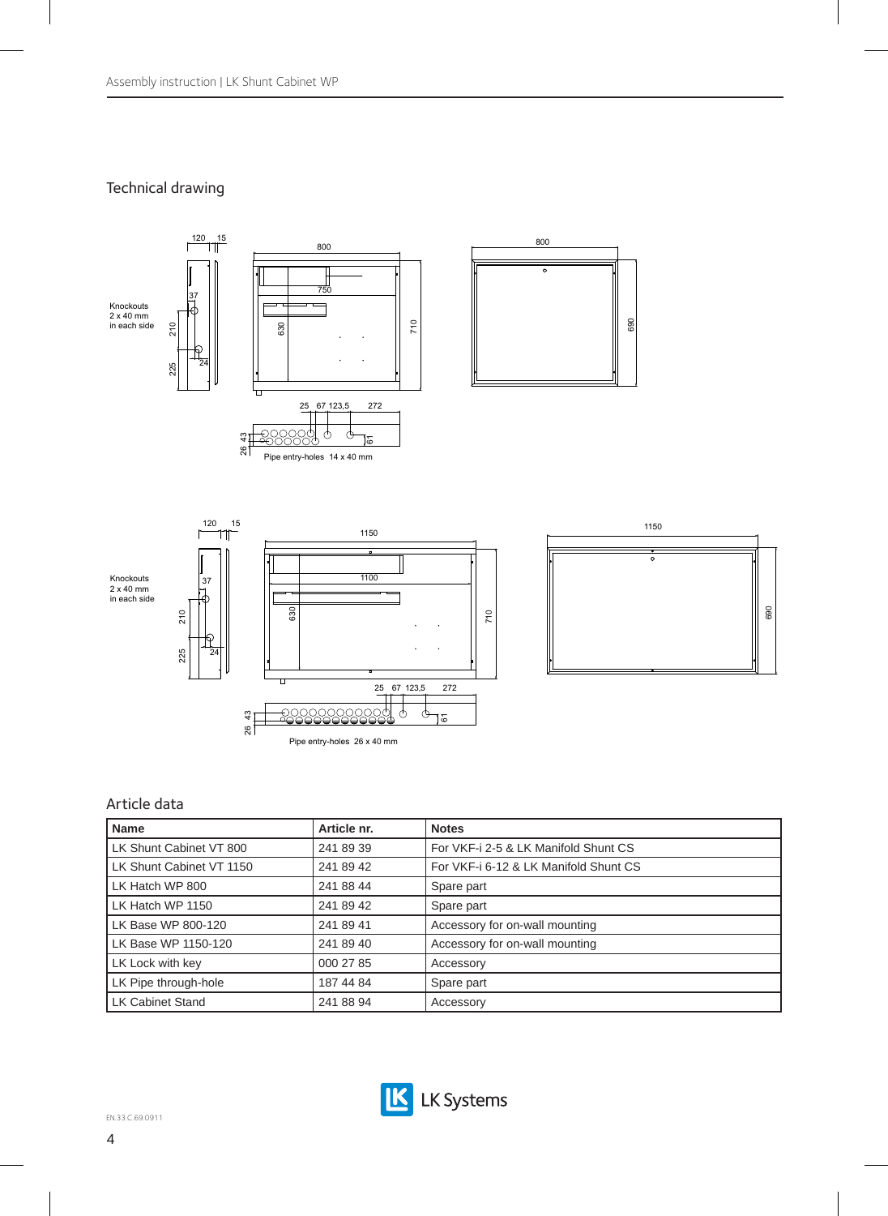## Technical drawing

120 15

800

Knockouts
2 x 40 mm
in each side

37

210

24

225

750

630

710

800

690

25 67 123,5 272

26 43

61

Pipe entry-holes 14 x 40 mm

120 15

1150

Knockouts
2 x 40 mm
in each side

37

210

24

225

1100

630

710

1150

690

25 67 123,5 272

26 43

61

Pipe entry-holes 26 x 40 mm

## Article data

| Name | Article nr. | Notes |
|---|---|---|
| LK Shunt Cabinet VT 800 | 241 89 39 | For VKF-i 2-5 & LK Manifold Shunt CS |
| LK Shunt Cabinet VT 1150 | 241 89 42 | For VKF-i 6-12 & LK Manifold Shunt CS |
| LK Hatch WP 800 | 241 88 44 | Spare part |
| LK Hatch WP 1150 | 241 89 42 | Spare part |
| LK Base WP 800-120 | 241 89 41 | Accessory for on-wall mounting |
| LK Base WP 1150-120 | 241 89 40 | Accessory for on-wall mounting |
| LK Lock with key | 000 27 85 | Accessory |
| LK Pipe through-hole | 187 44 84 | Spare part |
| LK Cabinet Stand | 241 88 94 | Accessory |

LK Systems

EN.33.C.69.0911